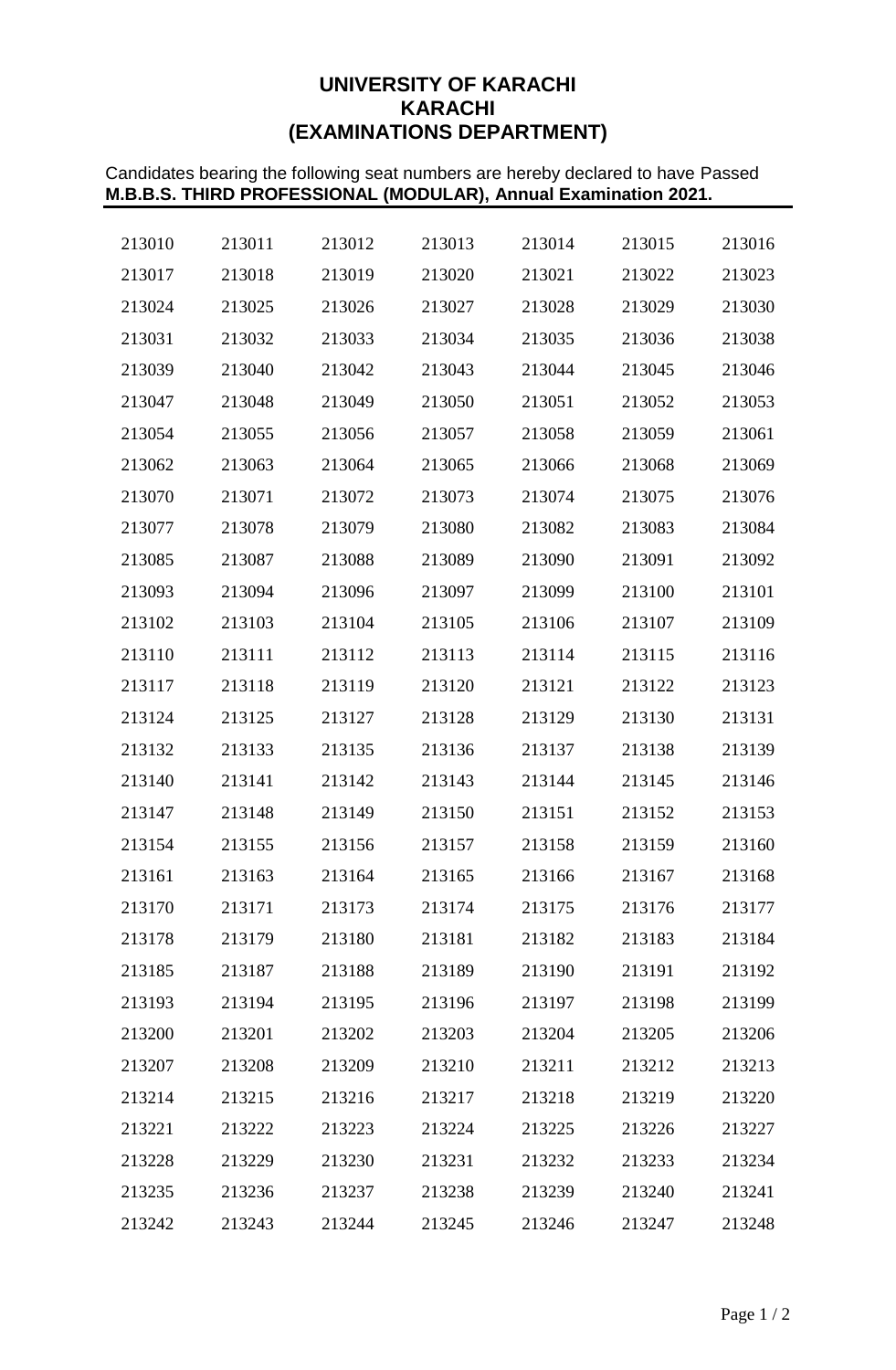# UNIVERSITY OF KARACHI
# KARACHI
# (EXAMINATIONS DEPARTMENT)

Candidates bearing the following seat numbers are hereby declared to have Passed
**M.B.B.S. THIRD PROFESSIONAL (MODULAR), Annual Examination 2021.**

| | | | | | | |
|---|---|---|---|---|---|---|
| 213010 | 213011 | 213012 | 213013 | 213014 | 213015 | 213016 |
| 213017 | 213018 | 213019 | 213020 | 213021 | 213022 | 213023 |
| 213024 | 213025 | 213026 | 213027 | 213028 | 213029 | 213030 |
| 213031 | 213032 | 213033 | 213034 | 213035 | 213036 | 213038 |
| 213039 | 213040 | 213042 | 213043 | 213044 | 213045 | 213046 |
| 213047 | 213048 | 213049 | 213050 | 213051 | 213052 | 213053 |
| 213054 | 213055 | 213056 | 213057 | 213058 | 213059 | 213061 |
| 213062 | 213063 | 213064 | 213065 | 213066 | 213068 | 213069 |
| 213070 | 213071 | 213072 | 213073 | 213074 | 213075 | 213076 |
| 213077 | 213078 | 213079 | 213080 | 213082 | 213083 | 213084 |
| 213085 | 213087 | 213088 | 213089 | 213090 | 213091 | 213092 |
| 213093 | 213094 | 213096 | 213097 | 213099 | 213100 | 213101 |
| 213102 | 213103 | 213104 | 213105 | 213106 | 213107 | 213109 |
| 213110 | 213111 | 213112 | 213113 | 213114 | 213115 | 213116 |
| 213117 | 213118 | 213119 | 213120 | 213121 | 213122 | 213123 |
| 213124 | 213125 | 213127 | 213128 | 213129 | 213130 | 213131 |
| 213132 | 213133 | 213135 | 213136 | 213137 | 213138 | 213139 |
| 213140 | 213141 | 213142 | 213143 | 213144 | 213145 | 213146 |
| 213147 | 213148 | 213149 | 213150 | 213151 | 213152 | 213153 |
| 213154 | 213155 | 213156 | 213157 | 213158 | 213159 | 213160 |
| 213161 | 213163 | 213164 | 213165 | 213166 | 213167 | 213168 |
| 213170 | 213171 | 213173 | 213174 | 213175 | 213176 | 213177 |
| 213178 | 213179 | 213180 | 213181 | 213182 | 213183 | 213184 |
| 213185 | 213187 | 213188 | 213189 | 213190 | 213191 | 213192 |
| 213193 | 213194 | 213195 | 213196 | 213197 | 213198 | 213199 |
| 213200 | 213201 | 213202 | 213203 | 213204 | 213205 | 213206 |
| 213207 | 213208 | 213209 | 213210 | 213211 | 213212 | 213213 |
| 213214 | 213215 | 213216 | 213217 | 213218 | 213219 | 213220 |
| 213221 | 213222 | 213223 | 213224 | 213225 | 213226 | 213227 |
| 213228 | 213229 | 213230 | 213231 | 213232 | 213233 | 213234 |
| 213235 | 213236 | 213237 | 213238 | 213239 | 213240 | 213241 |
| 213242 | 213243 | 213244 | 213245 | 213246 | 213247 | 213248 |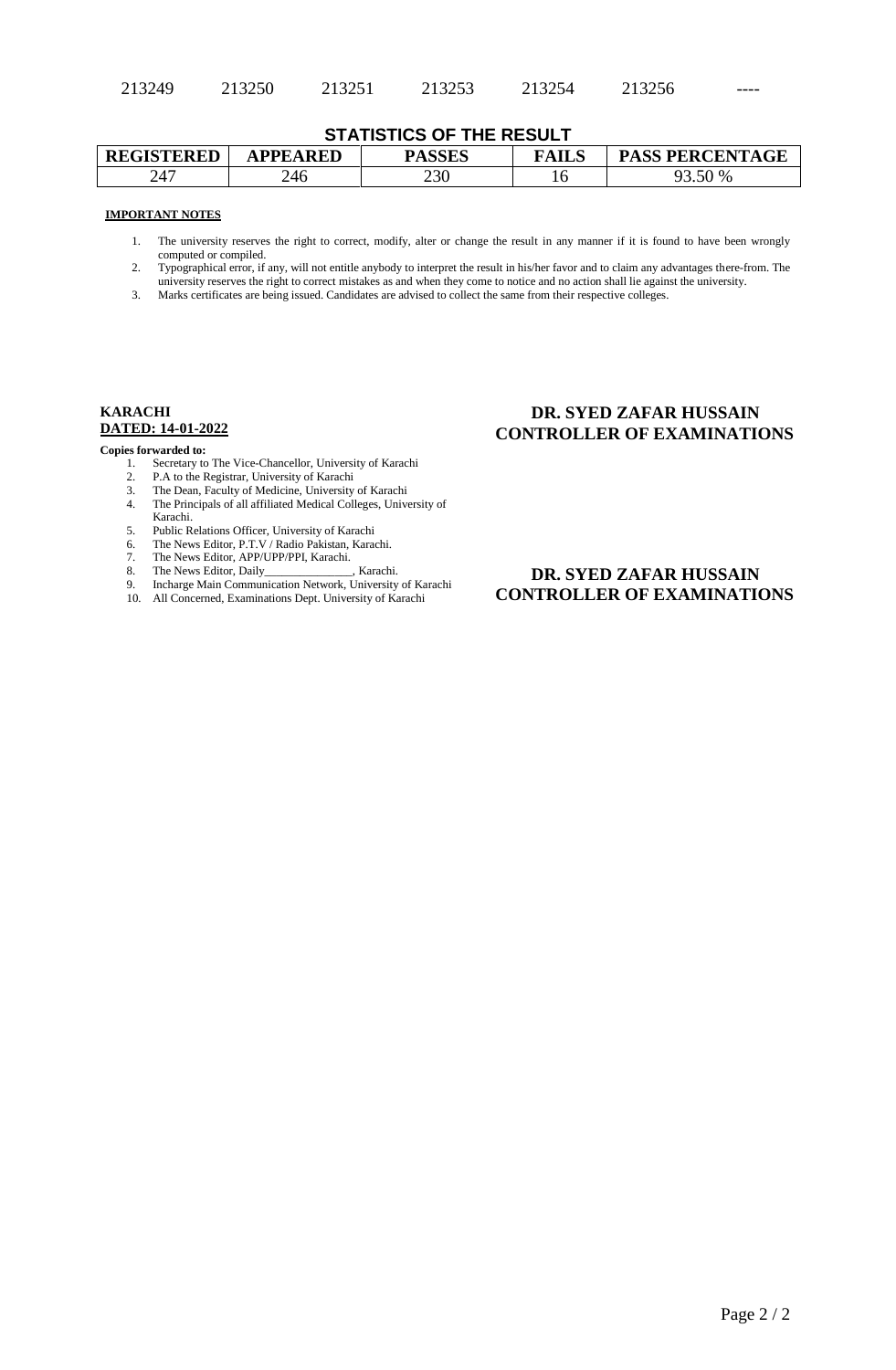213249 213250 213251 213253 213254 213256 ----

## STATISTICS OF THE RESULT

| REGISTERED | APPEARED | PASSES | FAILS | PASS PERCENTAGE |
|---|---|---|---|---|
| 247 | 246 | 230 | 16 | 93.50 % |

**IMPORTANT NOTES**

1. The university reserves the right to correct, modify, alter or change the result in any manner if it is found to have been wrongly computed or compiled.
2. Typographical error, if any, will not entitle anybody to interpret the result in his/her favor and to claim any advantages there-from. The university reserves the right to correct mistakes as and when they come to notice and no action shall lie against the university.
3. Marks certificates are being issued. Candidates are advised to collect the same from their respective colleges.

**KARACHI**
**DATED: 14-01-2022**

**DR. SYED ZAFAR HUSSAIN**
**CONTROLLER OF EXAMINATIONS**

**Copies forwarded to:**

1. Secretary to The Vice-Chancellor, University of Karachi
2. P.A to the Registrar, University of Karachi
3. The Dean, Faculty of Medicine, University of Karachi
4. The Principals of all affiliated Medical Colleges, University of Karachi.
5. Public Relations Officer, University of Karachi
6. The News Editor, P.T.V / Radio Pakistan, Karachi.
7. The News Editor, APP/UPP/PPI, Karachi.
8. The News Editor, Daily_______________, Karachi.
9. Incharge Main Communication Network, University of Karachi
10. All Concerned, Examinations Dept. University of Karachi

**DR. SYED ZAFAR HUSSAIN**
**CONTROLLER OF EXAMINATIONS**